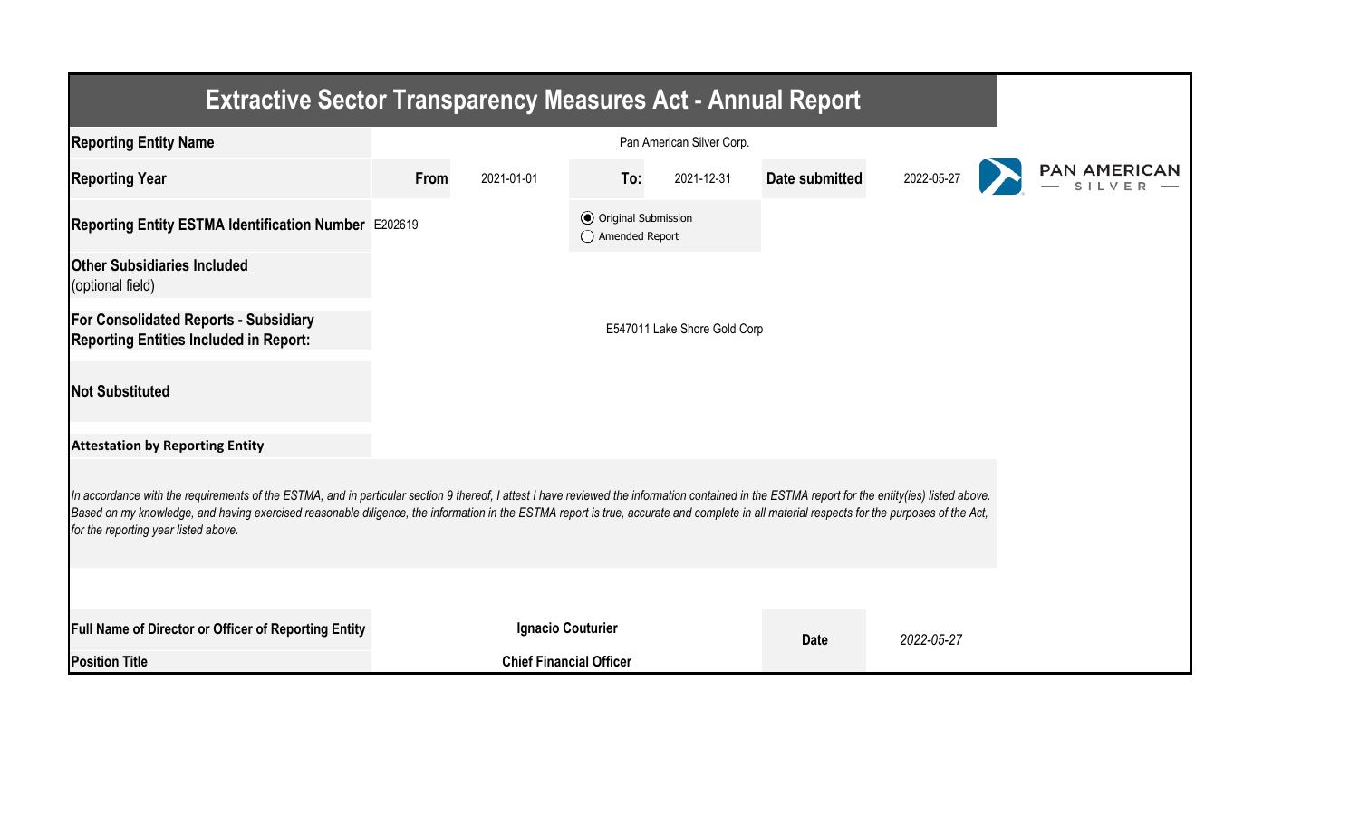# Extractive Sector Transparency Measures Act - Annual Report

| | | | | | | |
|---|---|---|---|---|---|---|
| **Reporting Entity Name** | Pan American Silver Corp. | | | | | |
| **Reporting Year** | **From** | 2021-01-01 | **To:** | 2021-12-31 | **Date submitted** | 2022-05-27 |
| **Reporting Entity ESTMA Identification Number** | E202619 | | ◉ Original Submission ◯ Amended Report | | | |
| **Other Subsidiaries Included** (optional field) | | | | | | |
| **For Consolidated Reports - Subsidiary Reporting Entities Included in Report:** | E547011 Lake Shore Gold Corp | | | | | |
| **Not Substituted** | | | | | | |

**Attestation by Reporting Entity**

*In accordance with the requirements of the ESTMA, and in particular section 9 thereof, I attest I have reviewed the information contained in the ESTMA report for the entity(ies) listed above. Based on my knowledge, and having exercised reasonable diligence, the information in the ESTMA report is true, accurate and complete in all material respects for the purposes of the Act, for the reporting year listed above.*

| | | | |
|---|---|---|---|
| **Full Name of Director or Officer of Reporting Entity** | **Ignacio Couturier** | **Date** | *2022-05-27* |
| **Position Title** | **Chief Financial Officer** | | |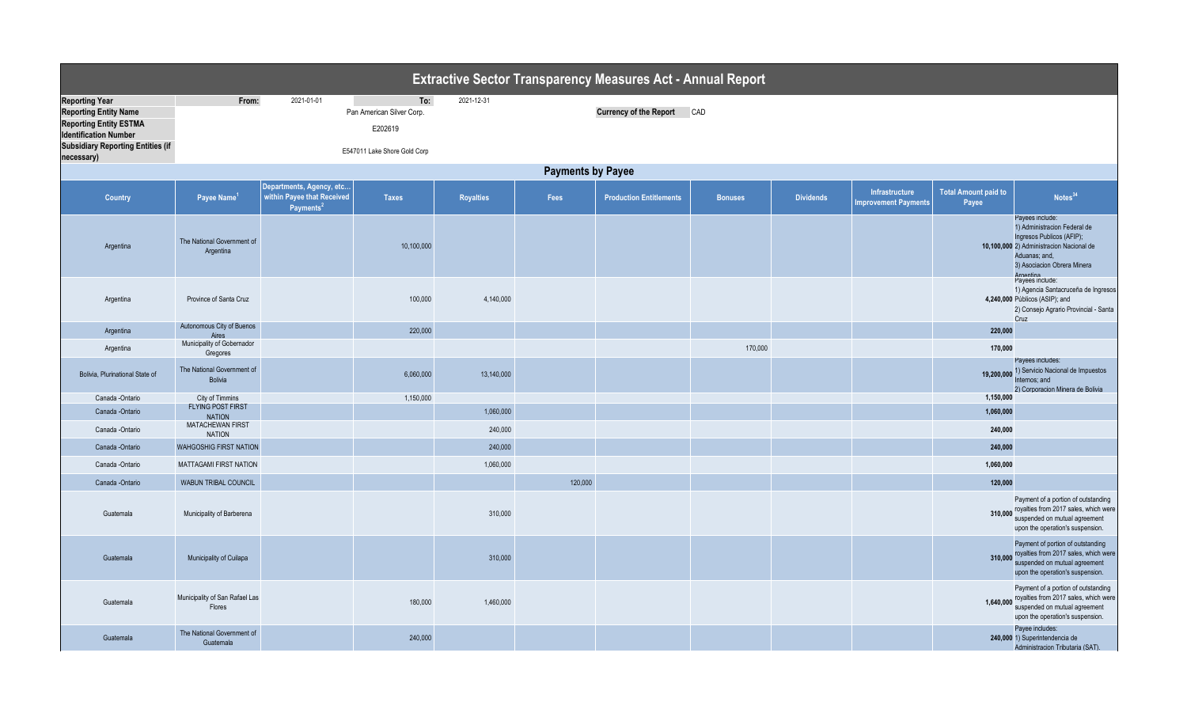# Extractive Sector Transparency Measures Act - Annual Report

| | | | | |
|---|---|---|---|---|
| **Reporting Year** | From: | 2021-01-01 | To: | 2021-12-31 |
| **Reporting Entity Name** | Pan American Silver Corp. | | **Currency of the Report** | CAD |
| **Reporting Entity ESTMA Identification Number** | E202619 | | | |
| **Subsidiary Reporting Entities (if necessary)** | E547011 Lake Shore Gold Corp | | | |

## Payments by Payee

| Country | Payee Name[1] | Departments, Agency, etc... within Payee that Received Payments[2] | Taxes | Royalties | Fees | Production Entitlements | Bonuses | Dividends | Infrastructure Improvement Payments | Total Amount paid to Payee | Notes[34] |
|---|---|---|---|---|---|---|---|---|---|---|---|
| Argentina | The National Government of Argentina | | 10,100,000 | | | | | | | 10,100,000 | Payees include: 1) Administracion Federal de Ingresos Publicos (AFIP); 2) Administracion Nacional de Aduanas; and, 3) Asociacion Obrera Minera Argentina |
| Argentina | Province of Santa Cruz | | 100,000 | 4,140,000 | | | | | | 4,240,000 | Payees include: 1) Agencia Santacruceña de Ingresos Públicos (ASIP); and 2) Consejo Agrario Provincial - Santa Cruz |
| Argentina | Autonomous City of Buenos Aires | | 220,000 | | | | | | | 220,000 | |
| Argentina | Municipality of Gobernador Gregores | | | | | | 170,000 | | | 170,000 | |
| Bolivia, Plurinational State of | The National Government of Bolivia | | 6,060,000 | 13,140,000 | | | | | | 19,200,000 | Payees includes: 1) Servicio Nacional de Impuestos Internos; and 2) Corporacion Minera de Bolivia |
| Canada -Ontario | City of Timmins | | 1,150,000 | | | | | | | 1,150,000 | |
| Canada -Ontario | FLYING POST FIRST NATION | | | 1,060,000 | | | | | | 1,060,000 | |
| Canada -Ontario | MATACHEWAN FIRST NATION | | | 240,000 | | | | | | 240,000 | |
| Canada -Ontario | WAHGOSHIG FIRST NATION | | | 240,000 | | | | | | 240,000 | |
| Canada -Ontario | MATTAGAMI FIRST NATION | | | 1,060,000 | | | | | | 1,060,000 | |
| Canada -Ontario | WABUN TRIBAL COUNCIL | | | | 120,000 | | | | | 120,000 | |
| Guatemala | Municipality of Barberena | | | 310,000 | | | | | | 310,000 | Payment of a portion of outstanding royalties from 2017 sales, which were suspended on mutual agreement upon the operation's suspension. |
| Guatemala | Municipality of Cuilapa | | | 310,000 | | | | | | 310,000 | Payment of portion of outstanding royalties from 2017 sales, which were suspended on mutual agreement upon the operation's suspension. |
| Guatemala | Municipality of San Rafael Las Flores | | 180,000 | 1,460,000 | | | | | | 1,640,000 | Payment of a portion of outstanding royalties from 2017 sales, which were suspended on mutual agreement upon the operation's suspension. |
| Guatemala | The National Government of Guatemala | | 240,000 | | | | | | | 240,000 | Payee includes: 1) Superintendencia de Administracion Tributaria (SAT). |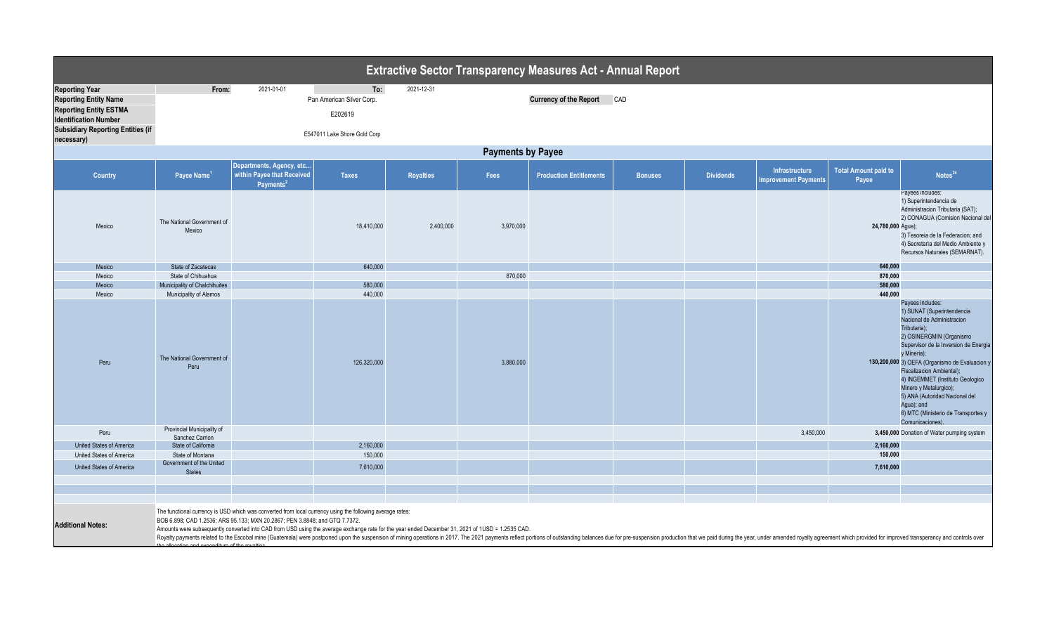# Extractive Sector Transparency Measures Act - Annual Report

| | | | | |
|---|---|---|---|---|
| **Reporting Year** | From: 2021-01-01 | To: 2021-12-31 | | |
| **Reporting Entity Name** | Pan American Silver Corp. | | **Currency of the Report** | CAD |
| **Reporting Entity ESTMA Identification Number** | E202619 | | | |
| **Subsidiary Reporting Entities (if necessary)** | E547011 Lake Shore Gold Corp | | | |

## Payments by Payee

| Country | Payee Name[1] | Departments, Agency, etc... within Payee that Received Payments[2] | Taxes | Royalties | Fees | Production Entitlements | Bonuses | Dividends | Infrastructure Improvement Payments | Total Amount paid to Payee | Notes[34] |
|---|---|---|---|---|---|---|---|---|---|---|---|
| Mexico | The National Government of Mexico | | 18,410,000 | 2,400,000 | 3,970,000 | | | | | **24,780,000** | Payees includes: 1) Superintendencia de Administracion Tributaria (SAT); 2) CONAGUA (Comision Nacional del Agua); 3) Tesoreia de la Federacion; and 4) Secretaria del Medio Ambiente y Recursos Naturales (SEMARNAT). |
| Mexico | State of Zacatecas | | 640,000 | | | | | | | **640,000** | |
| Mexico | State of Chihuahua | | | | 870,000 | | | | | **870,000** | |
| Mexico | Municipality of Chalchihuites | | 580,000 | | | | | | | **580,000** | |
| Mexico | Municipality of Alamos | | 440,000 | | | | | | | **440,000** | |
| Peru | The National Government of Peru | | 126,320,000 | | 3,880,000 | | | | | **130,200,000** | Payees includes: 1) SUNAT (Superintendencia Nacional de Administracion Tributaria); 2) OSINERGMIN (Organismo Supervisor de la Inversion de Energia y Mineria); 3) OEFA (Organismo de Evaluacion y Fiscalizacion Ambiental); 4) INGEMMET (Instituto Geologico Minero y Metalurgico); 5) ANA (Autoridad Nacional del Agua); and 6) MTC (Ministerio de Transportes y Comunicaciones). |
| Peru | Provincial Municipality of Sanchez Carrion | | | | | | | | 3,450,000 | **3,450,000** | Donation of Water pumping system |
| United States of America | State of California | | 2,160,000 | | | | | | | **2,160,000** | |
| United States of America | State of Montana | | 150,000 | | | | | | | **150,000** | |
| United States of America | Government of the United States | | 7,610,000 | | | | | | | **7,610,000** | |

**Additional Notes:**

The functional currency is USD which was converted from local currency using the following average rates:
BOB 6.898; CAD 1.2536; ARS 95.133; MXN 20.2867; PEN 3.8848; and GTQ 7.7372.
Amounts were subsequently converted into CAD from USD using the average exchange rate for the year ended December 31, 2021 of 1USD = 1.2535 CAD.
Royalty payments related to the Escobal mine (Guatemala) were postponed upon the suspension of mining operations in 2017. The 2021 payments reflect portions of outstanding balances due for pre-suspension production that we paid during the year, under amended royalty agreement which provided for improved transparency and controls over the allocation and expenditure of the royalties.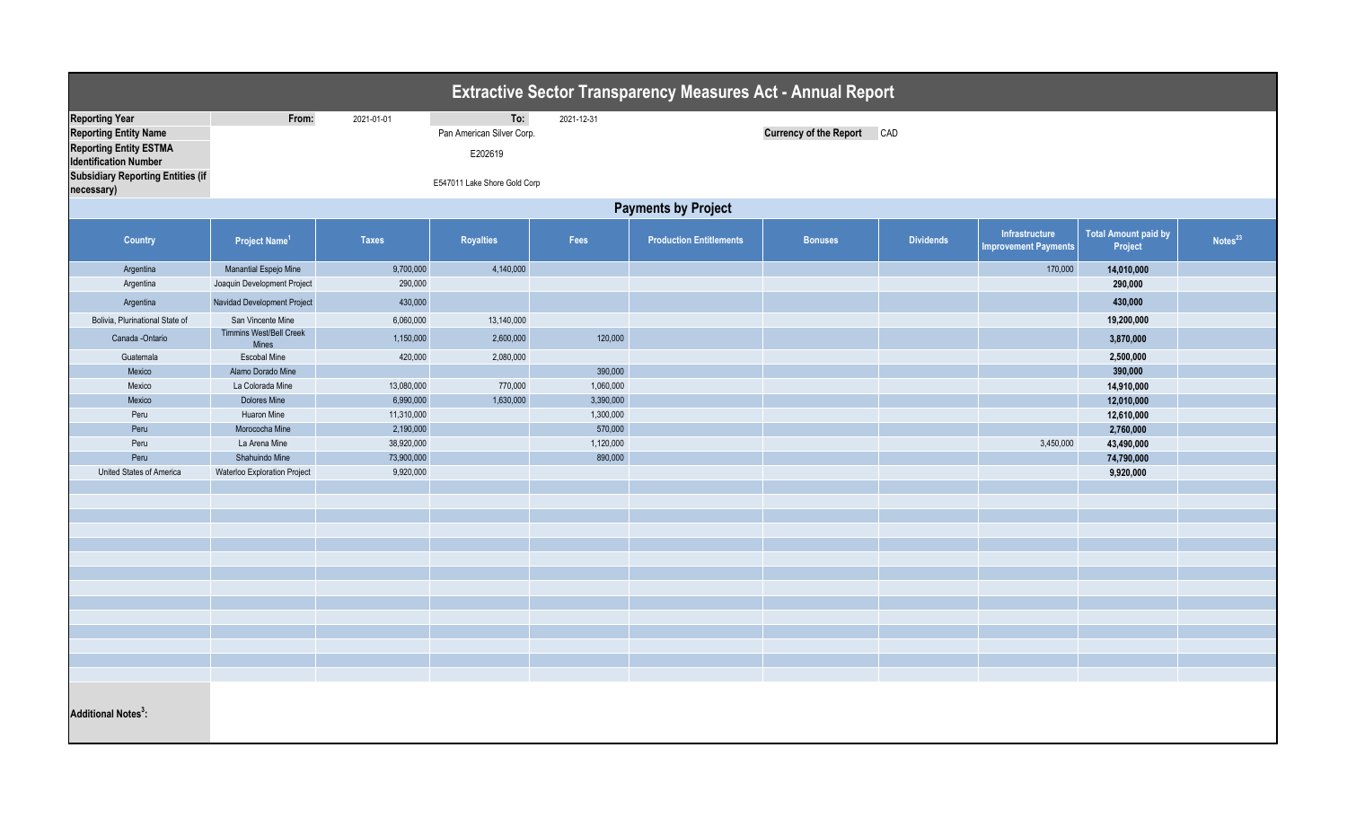# Extractive Sector Transparency Measures Act - Annual Report

| | | | | | |
|---|---|---|---|---|---|
| **Reporting Year** | From: | 2021-01-01 | To: | 2021-12-31 | |
| **Reporting Entity Name** | | Pan American Silver Corp. | | **Currency of the Report** | CAD |
| **Reporting Entity ESTMA Identification Number** | | E202619 | | | |
| **Subsidiary Reporting Entities (if necessary)** | | E547011 Lake Shore Gold Corp | | | |

## Payments by Project

| Country | Project Name[1] | Taxes | Royalties | Fees | Production Entitlements | Bonuses | Dividends | Infrastructure Improvement Payments | Total Amount paid by Project | Notes[23] |
|---|---|---|---|---|---|---|---|---|---|---|
| Argentina | Manantial Espejo Mine | 9,700,000 | 4,140,000 | | | | | 170,000 | **14,010,000** | |
| Argentina | Joaquin Development Project | 290,000 | | | | | | | **290,000** | |
| Argentina | Navidad Development Project | 430,000 | | | | | | | **430,000** | |
| Bolivia, Plurinational State of | San Vincente Mine | 6,060,000 | 13,140,000 | | | | | | **19,200,000** | |
| Canada -Ontario | Timmins West/Bell Creek Mines | 1,150,000 | 2,600,000 | 120,000 | | | | | **3,870,000** | |
| Guatemala | Escobal Mine | 420,000 | 2,080,000 | | | | | | **2,500,000** | |
| Mexico | Alamo Dorado Mine | | | 390,000 | | | | | **390,000** | |
| Mexico | La Colorada Mine | 13,080,000 | 770,000 | 1,060,000 | | | | | **14,910,000** | |
| Mexico | Dolores Mine | 6,990,000 | 1,630,000 | 3,390,000 | | | | | **12,010,000** | |
| Peru | Huaron Mine | 11,310,000 | | 1,300,000 | | | | | **12,610,000** | |
| Peru | Morococha Mine | 2,190,000 | | 570,000 | | | | | **2,760,000** | |
| Peru | La Arena Mine | 38,920,000 | | 1,120,000 | | | | 3,450,000 | **43,490,000** | |
| Peru | Shahuindo Mine | 73,900,000 | | 890,000 | | | | | **74,790,000** | |
| United States of America | Waterloo Exploration Project | 9,920,000 | | | | | | | **9,920,000** | |

**Additional Notes[3]:**